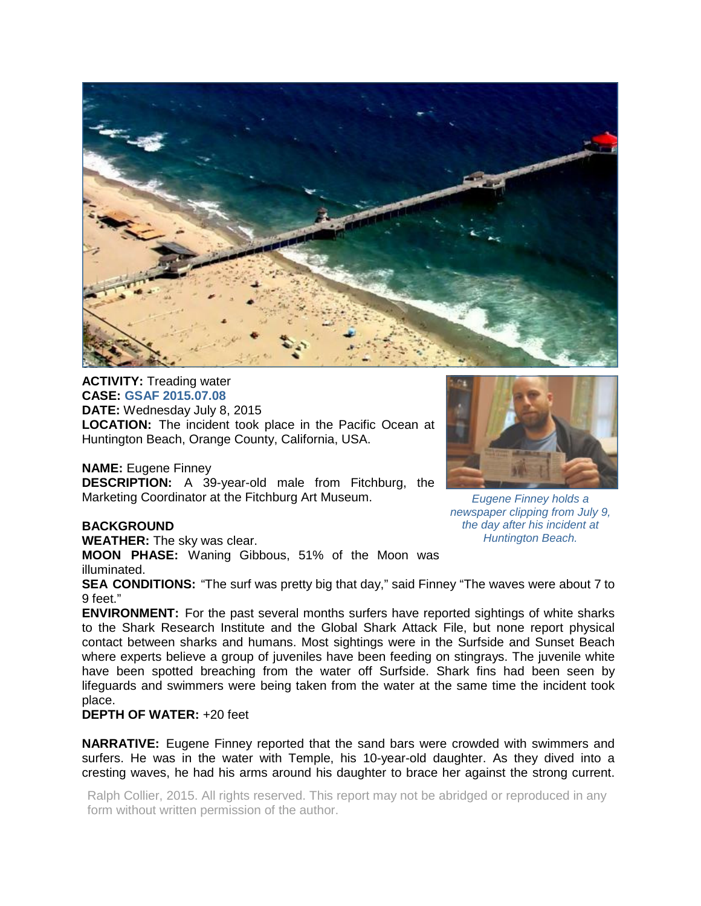**ACTIVITY:** Treading water
**CASE:** GSAF 2015.07.08
**DATE:** Wednesday July 8, 2015
**LOCATION:** The incident took place in the Pacific Ocean at Huntington Beach, Orange County, California, USA.

*Eugene Finney holds a newspaper clipping from July 9, the day after his incident at Huntington Beach.*

**NAME:** Eugene Finney
**DESCRIPTION:** A 39-year-old male from Fitchburg, the Marketing Coordinator at the Fitchburg Art Museum.

**BACKGROUND**
**WEATHER:** The sky was clear.
**MOON PHASE:** Waning Gibbous, 51% of the Moon was illuminated.
**SEA CONDITIONS:** "The surf was pretty big that day," said Finney "The waves were about 7 to 9 feet."
**ENVIRONMENT:** For the past several months surfers have reported sightings of white sharks to the Shark Research Institute and the Global Shark Attack File, but none report physical contact between sharks and humans. Most sightings were in the Surfside and Sunset Beach where experts believe a group of juveniles have been feeding on stingrays. The juvenile white have been spotted breaching from the water off Surfside. Shark fins had been seen by lifeguards and swimmers were being taken from the water at the same time the incident took place.
**DEPTH OF WATER:** +20 feet

**NARRATIVE:** Eugene Finney reported that the sand bars were crowded with swimmers and surfers. He was in the water with Temple, his 10-year-old daughter. As they dived into a cresting waves, he had his arms around his daughter to brace her against the strong current.

Ralph Collier, 2015. All rights reserved. This report may not be abridged or reproduced in any form without written permission of the author.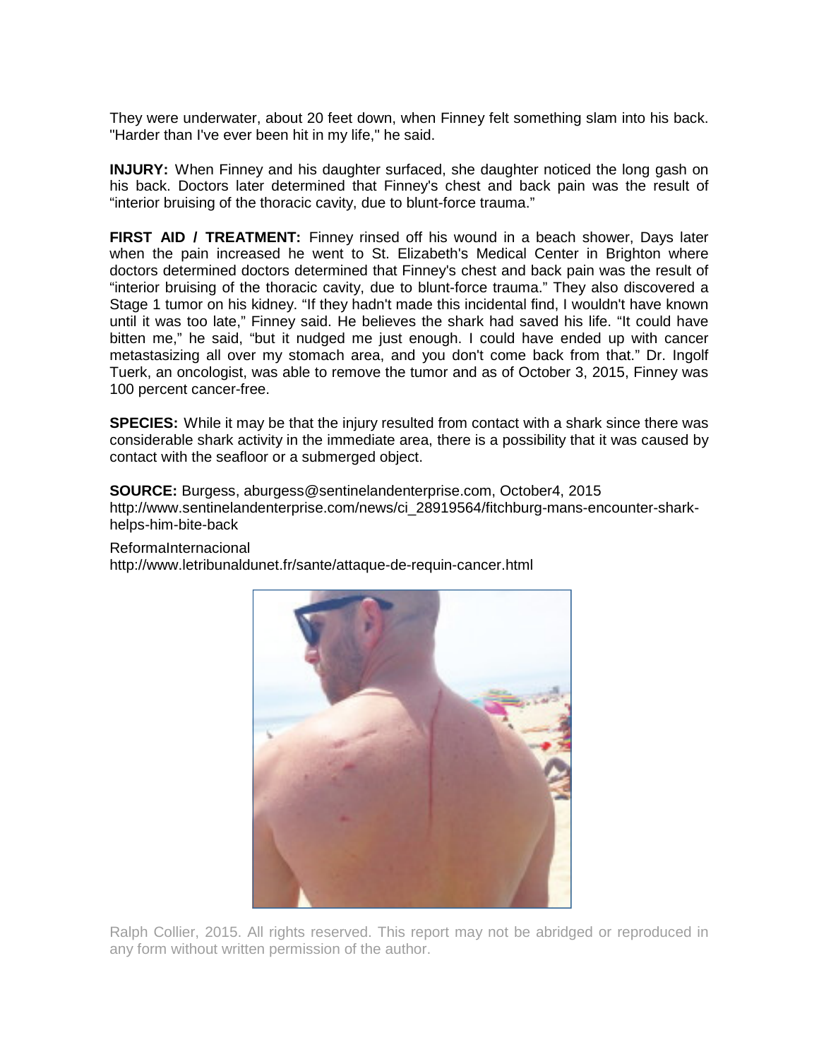They were underwater, about 20 feet down, when Finney felt something slam into his back. "Harder than I've ever been hit in my life," he said.

**INJURY:** When Finney and his daughter surfaced, she daughter noticed the long gash on his back. Doctors later determined that Finney's chest and back pain was the result of "interior bruising of the thoracic cavity, due to blunt-force trauma."

**FIRST AID / TREATMENT:** Finney rinsed off his wound in a beach shower, Days later when the pain increased he went to St. Elizabeth's Medical Center in Brighton where doctors determined doctors determined that Finney's chest and back pain was the result of "interior bruising of the thoracic cavity, due to blunt-force trauma." They also discovered a Stage 1 tumor on his kidney. "If they hadn't made this incidental find, I wouldn't have known until it was too late," Finney said. He believes the shark had saved his life. "It could have bitten me," he said, "but it nudged me just enough. I could have ended up with cancer metastasizing all over my stomach area, and you don't come back from that." Dr. Ingolf Tuerk, an oncologist, was able to remove the tumor and as of October 3, 2015, Finney was 100 percent cancer-free.

**SPECIES:** While it may be that the injury resulted from contact with a shark since there was considerable shark activity in the immediate area, there is a possibility that it was caused by contact with the seafloor or a submerged object.

**SOURCE:** Burgess, aburgess@sentinelandenterprise.com, October4, 2015
http://www.sentinelandenterprise.com/news/ci_28919564/fitchburg-mans-encounter-shark-helps-him-bite-back

ReformaInternacional
http://www.letribunaldunet.fr/sante/attaque-de-requin-cancer.html

Ralph Collier, 2015. All rights reserved. This report may not be abridged or reproduced in any form without written permission of the author.